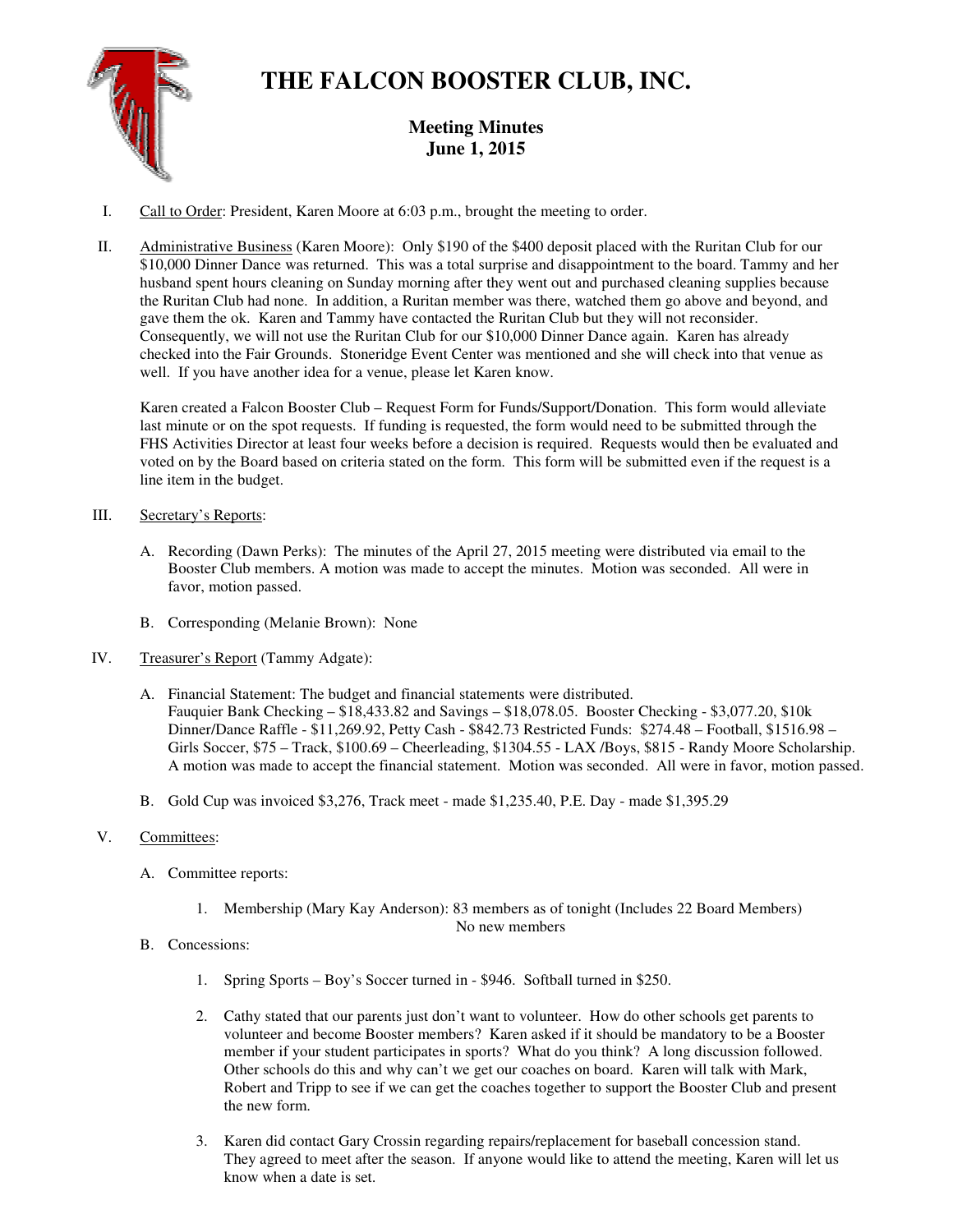# THE FALCON BOOSTER CLUB, INC.

## Meeting Minutes
## June 1, 2015

I. Call to Order: President, Karen Moore at 6:03 p.m., brought the meeting to order.

II. Administrative Business (Karen Moore): Only $190 of the $400 deposit placed with the Ruritan Club for our $10,000 Dinner Dance was returned. This was a total surprise and disappointment to the board. Tammy and her husband spent hours cleaning on Sunday morning after they went out and purchased cleaning supplies because the Ruritan Club had none. In addition, a Ruritan member was there, watched them go above and beyond, and gave them the ok. Karen and Tammy have contacted the Ruritan Club but they will not reconsider. Consequently, we will not use the Ruritan Club for our $10,000 Dinner Dance again. Karen has already checked into the Fair Grounds. Stoneridge Event Center was mentioned and she will check into that venue as well. If you have another idea for a venue, please let Karen know.

   Karen created a Falcon Booster Club – Request Form for Funds/Support/Donation. This form would alleviate last minute or on the spot requests. If funding is requested, the form would need to be submitted through the FHS Activities Director at least four weeks before a decision is required. Requests would then be evaluated and voted on by the Board based on criteria stated on the form. This form will be submitted even if the request is a line item in the budget.

III. Secretary's Reports:

   A. Recording (Dawn Perks): The minutes of the April 27, 2015 meeting were distributed via email to the Booster Club members. A motion was made to accept the minutes. Motion was seconded. All were in favor, motion passed.

   B. Corresponding (Melanie Brown): None

IV. Treasurer's Report (Tammy Adgate):

   A. Financial Statement: The budget and financial statements were distributed. Fauquier Bank Checking – $18,433.82 and Savings – $18,078.05. Booster Checking - $3,077.20, $10k Dinner/Dance Raffle - $11,269.92, Petty Cash - $842.73 Restricted Funds: $274.48 – Football, $1516.98 – Girls Soccer, $75 – Track, $100.69 – Cheerleading, $1304.55 - LAX /Boys, $815 - Randy Moore Scholarship. A motion was made to accept the financial statement. Motion was seconded. All were in favor, motion passed.

   B. Gold Cup was invoiced $3,276, Track meet - made $1,235.40, P.E. Day - made $1,395.29

V. Committees:

   A. Committee reports:

      1. Membership (Mary Kay Anderson): 83 members as of tonight (Includes 22 Board Members) No new members

   B. Concessions:

      1. Spring Sports – Boy's Soccer turned in - $946. Softball turned in $250.

      2. Cathy stated that our parents just don't want to volunteer. How do other schools get parents to volunteer and become Booster members? Karen asked if it should be mandatory to be a Booster member if your student participates in sports? What do you think? A long discussion followed. Other schools do this and why can't we get our coaches on board. Karen will talk with Mark, Robert and Tripp to see if we can get the coaches together to support the Booster Club and present the new form.

      3. Karen did contact Gary Crossin regarding repairs/replacement for baseball concession stand. They agreed to meet after the season. If anyone would like to attend the meeting, Karen will let us know when a date is set.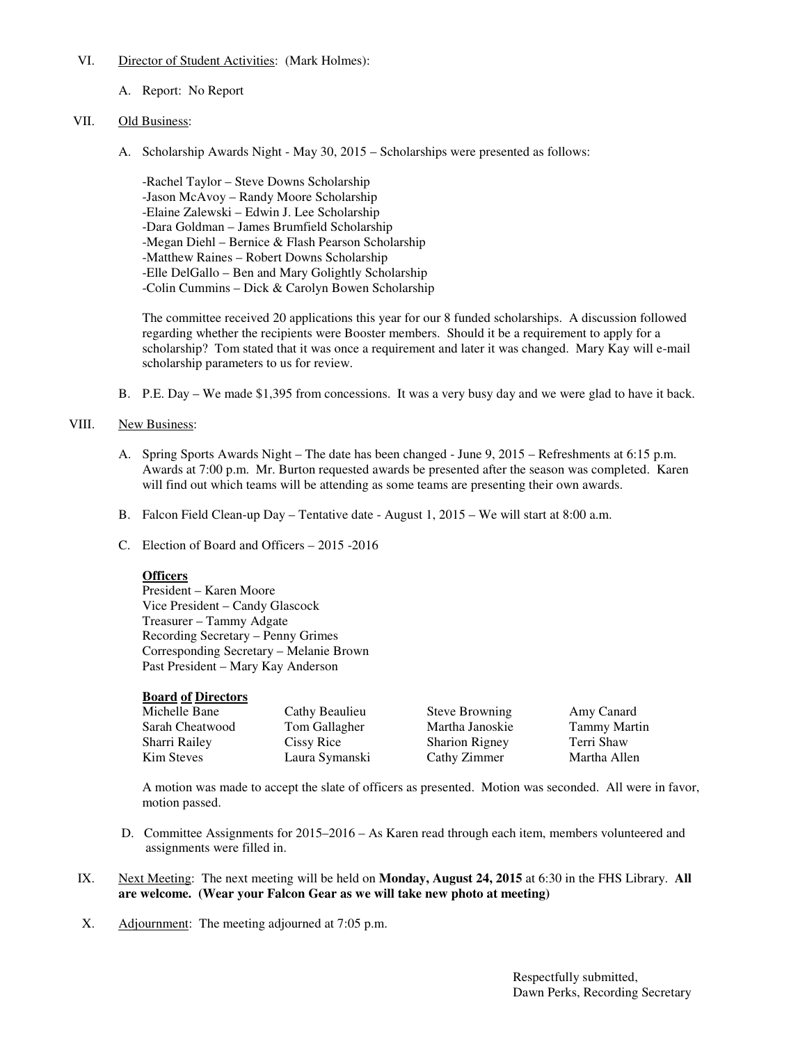VI. Director of Student Activities: (Mark Holmes):

A. Report: No Report

VII. Old Business:

A. Scholarship Awards Night - May 30, 2015 – Scholarships were presented as follows:

-Rachel Taylor – Steve Downs Scholarship
-Jason McAvoy – Randy Moore Scholarship
-Elaine Zalewski – Edwin J. Lee Scholarship
-Dara Goldman – James Brumfield Scholarship
-Megan Diehl – Bernice & Flash Pearson Scholarship
-Matthew Raines – Robert Downs Scholarship
-Elle DelGallo – Ben and Mary Golightly Scholarship
-Colin Cummins – Dick & Carolyn Bowen Scholarship

The committee received 20 applications this year for our 8 funded scholarships. A discussion followed regarding whether the recipients were Booster members. Should it be a requirement to apply for a scholarship? Tom stated that it was once a requirement and later it was changed. Mary Kay will e-mail scholarship parameters to us for review.

B. P.E. Day – We made $1,395 from concessions. It was a very busy day and we were glad to have it back.

VIII. New Business:

A. Spring Sports Awards Night – The date has been changed - June 9, 2015 – Refreshments at 6:15 p.m. Awards at 7:00 p.m. Mr. Burton requested awards be presented after the season was completed. Karen will find out which teams will be attending as some teams are presenting their own awards.

B. Falcon Field Clean-up Day – Tentative date - August 1, 2015 – We will start at 8:00 a.m.

C. Election of Board and Officers – 2015 -2016

**Officers**
President – Karen Moore
Vice President – Candy Glascock
Treasurer – Tammy Adgate
Recording Secretary – Penny Grimes
Corresponding Secretary – Melanie Brown
Past President – Mary Kay Anderson

**Board of Directors**

| | | | |
|---|---|---|---|
| Michelle Bane | Cathy Beaulieu | Steve Browning | Amy Canard |
| Sarah Cheatwood | Tom Gallagher | Martha Janoskie | Tammy Martin |
| Sharri Railey | Cissy Rice | Sharion Rigney | Terri Shaw |
| Kim Steves | Laura Symanski | Cathy Zimmer | Martha Allen |

A motion was made to accept the slate of officers as presented. Motion was seconded. All were in favor, motion passed.

D. Committee Assignments for 2015–2016 – As Karen read through each item, members volunteered and assignments were filled in.

IX. Next Meeting: The next meeting will be held on **Monday, August 24, 2015** at 6:30 in the FHS Library. **All are welcome. (Wear your Falcon Gear as we will take new photo at meeting)**

X. Adjournment: The meeting adjourned at 7:05 p.m.

Respectfully submitted,
Dawn Perks, Recording Secretary